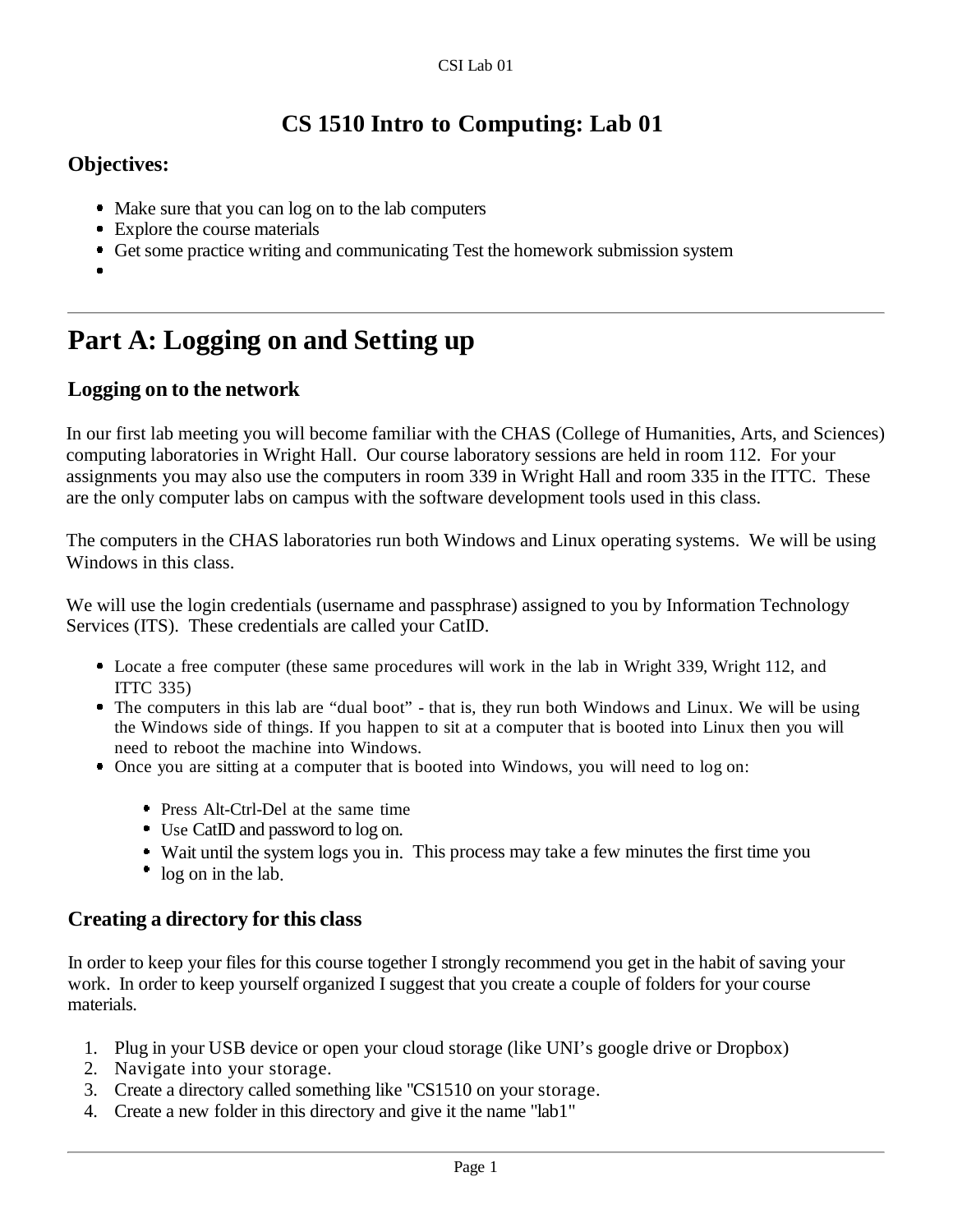# CS 1510 Intro to Computing: Lab 01

## Objectives:

- Make sure that you can log on to the lab computers
- Explore the course materials
- Get some practice writing and communicating Test the homework submission system
- 

# Part A: Logging on and Setting up

### Logging on to the network

In our first lab meeting you will become familiar with the CHAS (College of Humanities, Arts, and Sciences) computing laboratories in Wright Hall. Our course laboratory sessions are held in room 112. For your assignments you may also use the computers in room 339 in Wright Hall and room 335 in the ITTC. These are the only computer labs on campus with the software development tools used in this class.

The computers in the CHAS laboratories run both Windows and Linux operating systems. We will be using Windows in this class.

We will use the login credentials (username and passphrase) assigned to you by Information Technology Services (ITS). These credentials are called your CatID.

- Locate a free computer (these same procedures will work in the lab in Wright 339, Wright 112, and ITTC 335)
- The computers in this lab are "dual boot" - that is, they run both Windows and Linux. We will be using the Windows side of things. If you happen to sit at a computer that is booted into Linux then you will need to reboot the machine into Windows.
- Once you are sitting at a computer that is booted into Windows, you will need to log on:
  - Press Alt-Ctrl-Del at the same time
  - Use CatID and password to log on.
  - Wait until the system logs you in. This process may take a few minutes the first time you
  - log on in the lab.

### Creating a directory for this class

In order to keep your files for this course together I strongly recommend you get in the habit of saving your work. In order to keep yourself organized I suggest that you create a couple of folders for your course materials.

1. Plug in your USB device or open your cloud storage (like UNI's google drive or Dropbox)
2. Navigate into your storage.
3. Create a directory called something like "CS1510 on your storage.
4. Create a new folder in this directory and give it the name "lab1"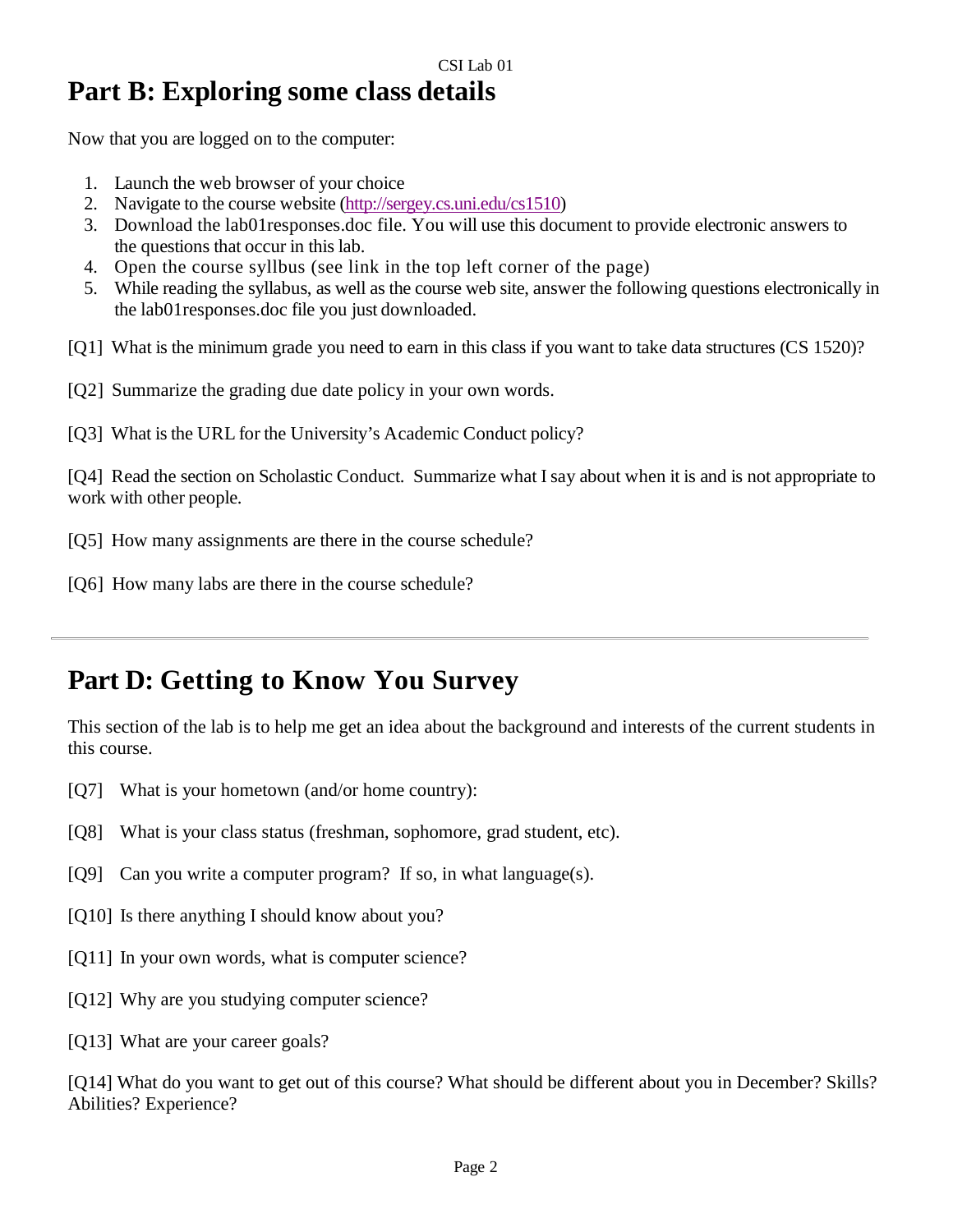# Part B: Exploring some class details

Now that you are logged on to the computer:

1. Launch the web browser of your choice
2. Navigate to the course website (http://sergey.cs.uni.edu/cs1510)
3. Download the lab01responses.doc file. You will use this document to provide electronic answers to the questions that occur in this lab.
4. Open the course syllbus (see link in the top left corner of the page)
5. While reading the syllabus, as well as the course web site, answer the following questions electronically in the lab01responses.doc file you just downloaded.

[Q1] What is the minimum grade you need to earn in this class if you want to take data structures (CS 1520)?

[Q2] Summarize the grading due date policy in your own words.

[Q3] What is the URL for the University's Academic Conduct policy?

[Q4] Read the section on Scholastic Conduct. Summarize what I say about when it is and is not appropriate to work with other people.

[Q5] How many assignments are there in the course schedule?

[Q6] How many labs are there in the course schedule?

---

# Part D: Getting to Know You Survey

This section of the lab is to help me get an idea about the background and interests of the current students in this course.

[Q7] What is your hometown (and/or home country):

[Q8] What is your class status (freshman, sophomore, grad student, etc).

[Q9] Can you write a computer program? If so, in what language(s).

[Q10] Is there anything I should know about you?

[Q11] In your own words, what is computer science?

[Q12] Why are you studying computer science?

[Q13] What are your career goals?

[Q14] What do you want to get out of this course? What should be different about you in December? Skills? Abilities? Experience?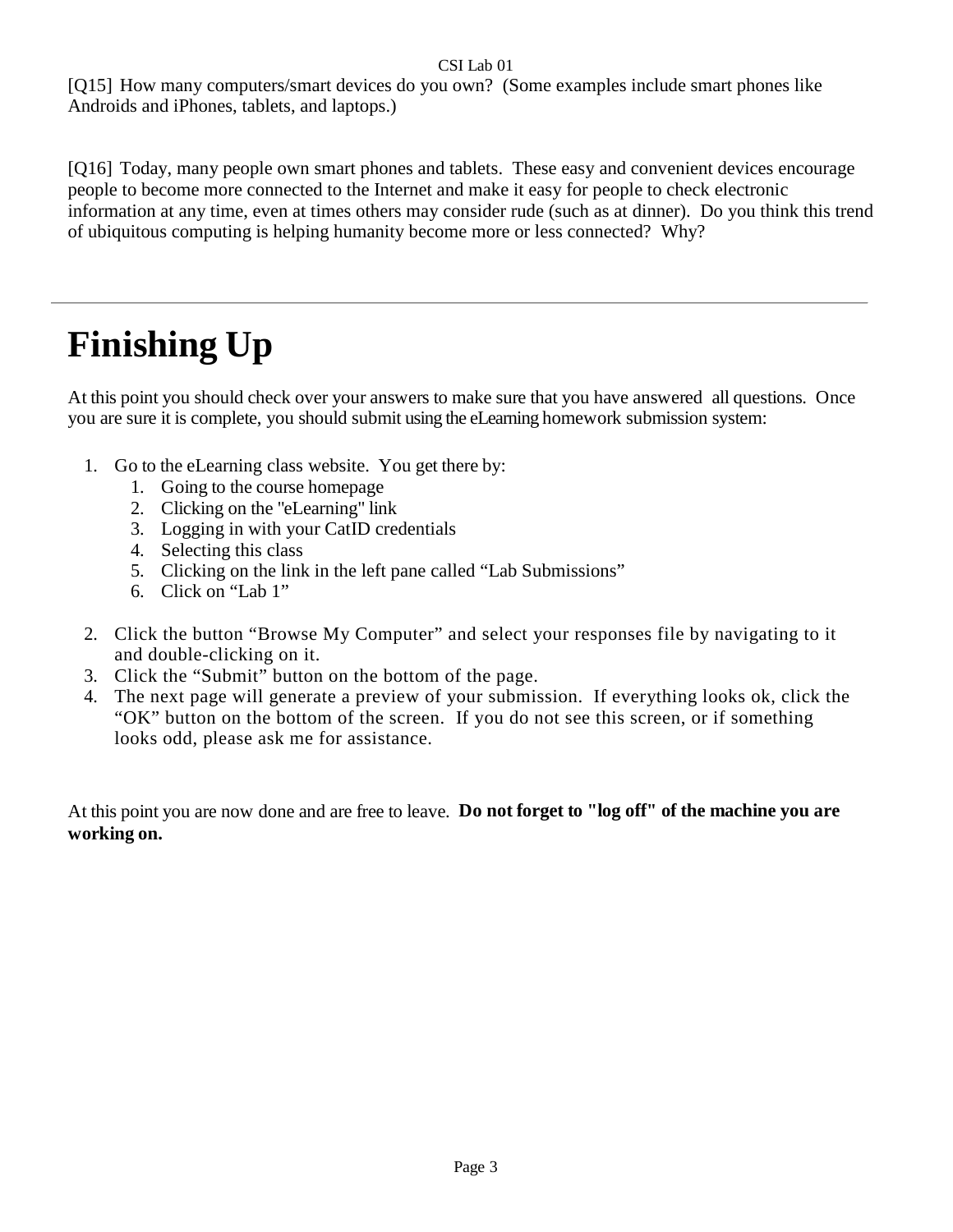[Q15] How many computers/smart devices do you own? (Some examples include smart phones like Androids and iPhones, tablets, and laptops.)

[Q16] Today, many people own smart phones and tablets. These easy and convenient devices encourage people to become more connected to the Internet and make it easy for people to check electronic information at any time, even at times others may consider rude (such as at dinner). Do you think this trend of ubiquitous computing is helping humanity become more or less connected? Why?

---

# Finishing Up

At this point you should check over your answers to make sure that you have answered all questions. Once you are sure it is complete, you should submit using the eLearning homework submission system:

1. Go to the eLearning class website. You get there by:
   1. Going to the course homepage
   2. Clicking on the "eLearning" link
   3. Logging in with your CatID credentials
   4. Selecting this class
   5. Clicking on the link in the left pane called "Lab Submissions"
   6. Click on "Lab 1"
2. Click the button "Browse My Computer" and select your responses file by navigating to it and double-clicking on it.
3. Click the "Submit" button on the bottom of the page.
4. The next page will generate a preview of your submission. If everything looks ok, click the "OK" button on the bottom of the screen. If you do not see this screen, or if something looks odd, please ask me for assistance.

At this point you are now done and are free to leave. **Do not forget to "log off" of the machine you are working on.**